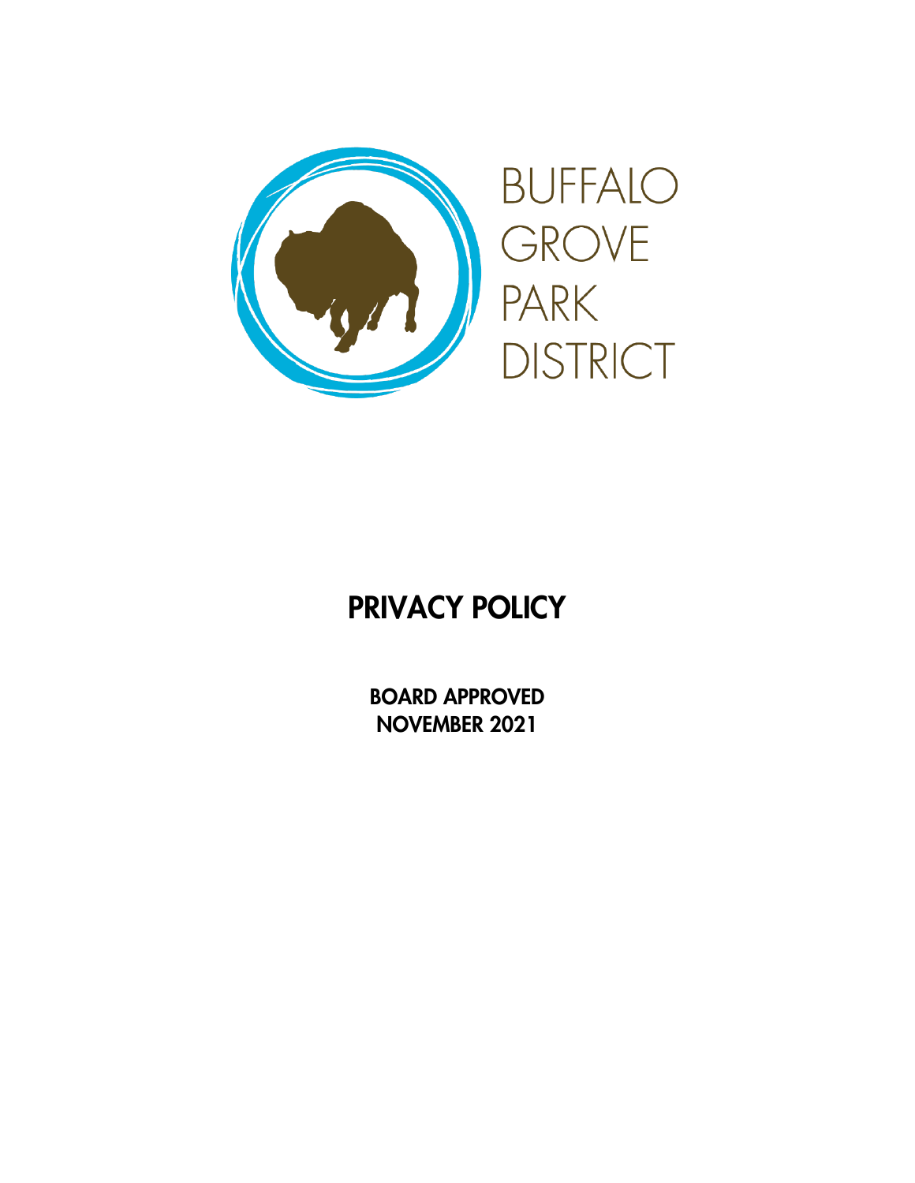BUFFALO GROVE PARK DISTRICT

# PRIVACY POLICY

**BOARD APPROVED**
**NOVEMBER 2021**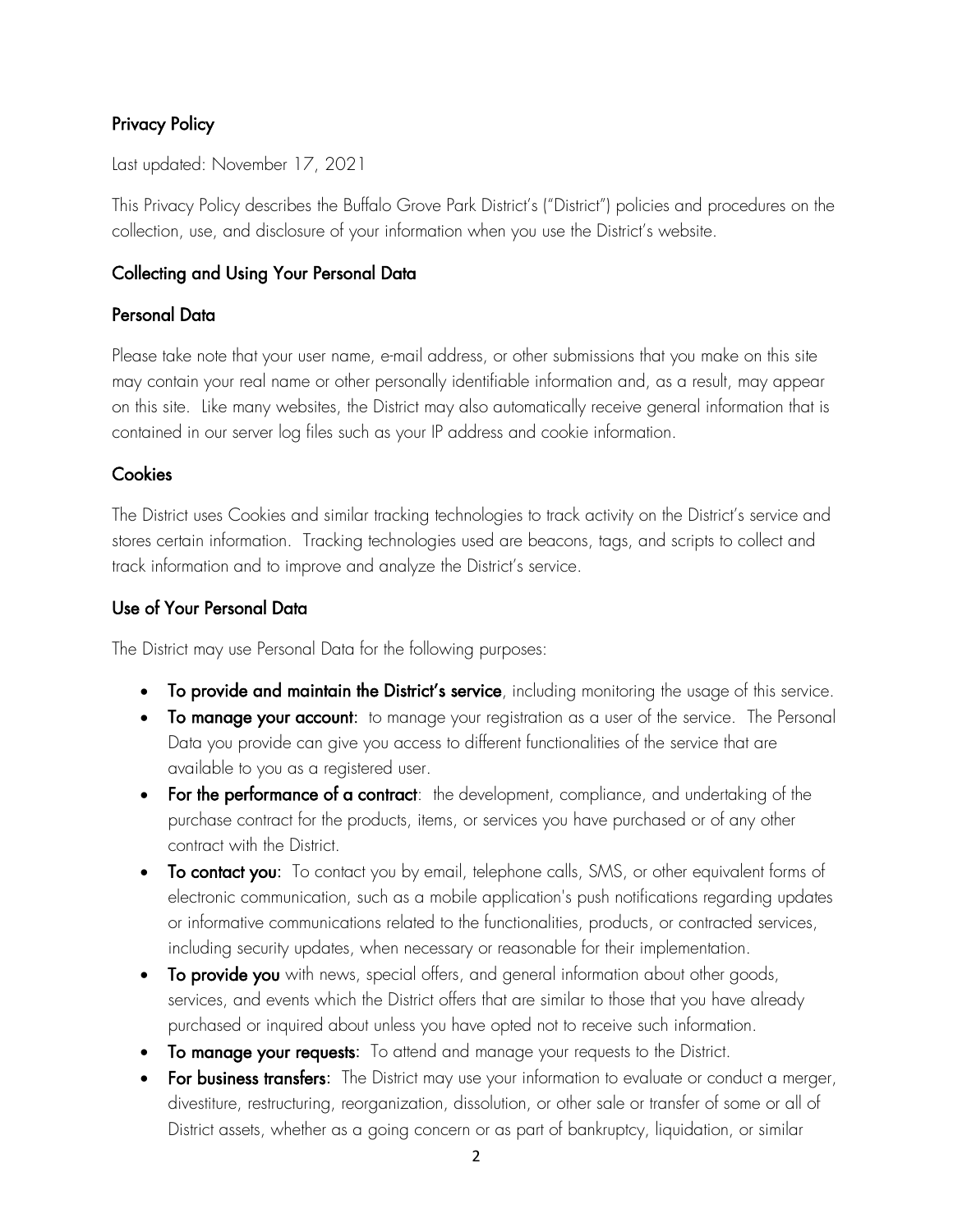## Privacy Policy

Last updated: November 17, 2021

This Privacy Policy describes the Buffalo Grove Park District's ("District") policies and procedures on the collection, use, and disclosure of your information when you use the District's website.

## Collecting and Using Your Personal Data

### Personal Data

Please take note that your user name, e-mail address, or other submissions that you make on this site may contain your real name or other personally identifiable information and, as a result, may appear on this site. Like many websites, the District may also automatically receive general information that is contained in our server log files such as your IP address and cookie information.

### Cookies

The District uses Cookies and similar tracking technologies to track activity on the District's service and stores certain information. Tracking technologies used are beacons, tags, and scripts to collect and track information and to improve and analyze the District's service.

### Use of Your Personal Data

The District may use Personal Data for the following purposes:

- **To provide and maintain the District's service**, including monitoring the usage of this service.
- **To manage your account:** to manage your registration as a user of the service. The Personal Data you provide can give you access to different functionalities of the service that are available to you as a registered user.
- **For the performance of a contract**: the development, compliance, and undertaking of the purchase contract for the products, items, or services you have purchased or of any other contract with the District.
- **To contact you:** To contact you by email, telephone calls, SMS, or other equivalent forms of electronic communication, such as a mobile application's push notifications regarding updates or informative communications related to the functionalities, products, or contracted services, including security updates, when necessary or reasonable for their implementation.
- **To provide you** with news, special offers, and general information about other goods, services, and events which the District offers that are similar to those that you have already purchased or inquired about unless you have opted not to receive such information.
- **To manage your requests:** To attend and manage your requests to the District.
- **For business transfers**: The District may use your information to evaluate or conduct a merger, divestiture, restructuring, reorganization, dissolution, or other sale or transfer of some or all of District assets, whether as a going concern or as part of bankruptcy, liquidation, or similar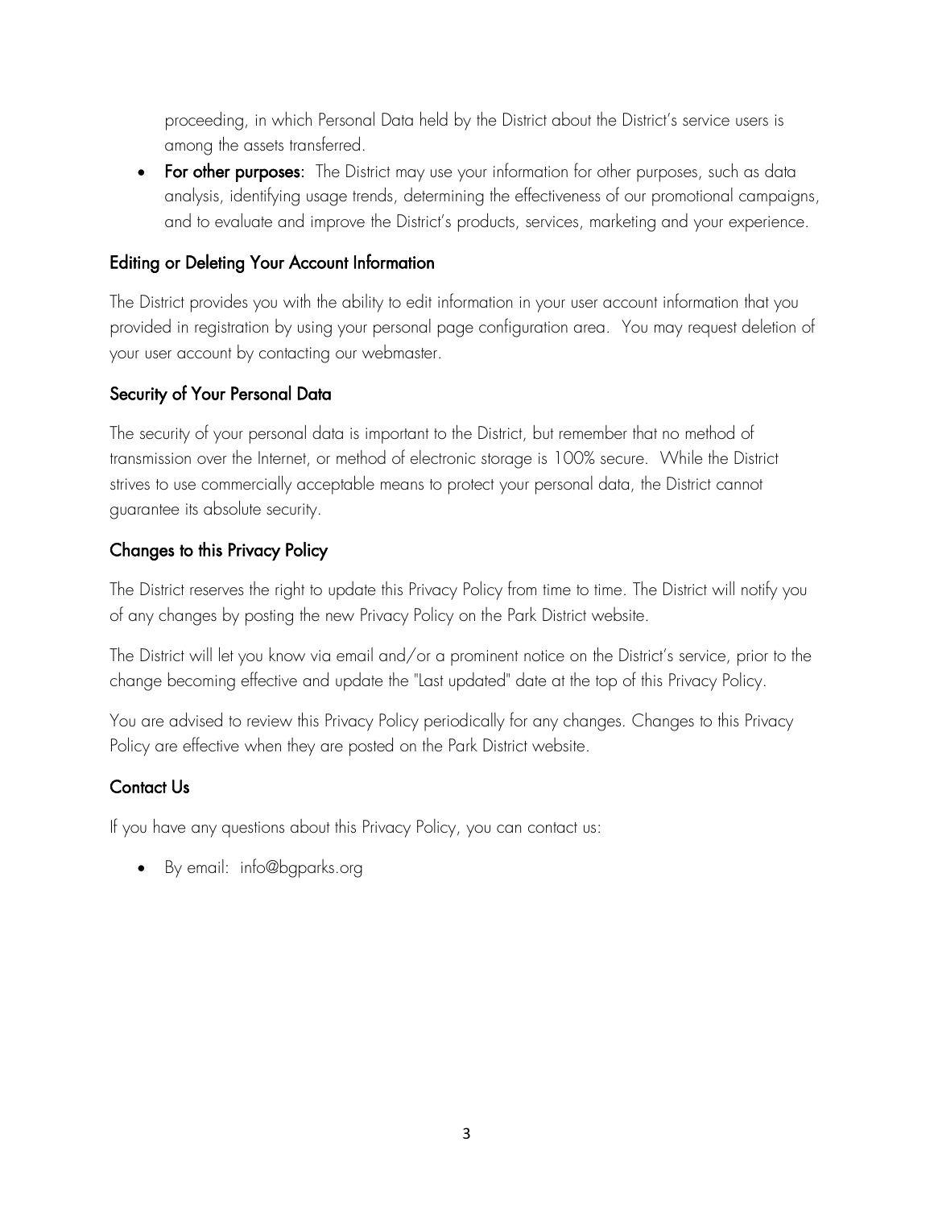proceeding, in which Personal Data held by the District about the District's service users is among the assets transferred.

- **For other purposes**: The District may use your information for other purposes, such as data analysis, identifying usage trends, determining the effectiveness of our promotional campaigns, and to evaluate and improve the District's products, services, marketing and your experience.

## Editing or Deleting Your Account Information

The District provides you with the ability to edit information in your user account information that you provided in registration by using your personal page configuration area. You may request deletion of your user account by contacting our webmaster.

## Security of Your Personal Data

The security of your personal data is important to the District, but remember that no method of transmission over the Internet, or method of electronic storage is 100% secure. While the District strives to use commercially acceptable means to protect your personal data, the District cannot guarantee its absolute security.

## Changes to this Privacy Policy

The District reserves the right to update this Privacy Policy from time to time. The District will notify you of any changes by posting the new Privacy Policy on the Park District website.

The District will let you know via email and/or a prominent notice on the District's service, prior to the change becoming effective and update the "Last updated" date at the top of this Privacy Policy.

You are advised to review this Privacy Policy periodically for any changes. Changes to this Privacy Policy are effective when they are posted on the Park District website.

## Contact Us

If you have any questions about this Privacy Policy, you can contact us:

- By email: info@bgparks.org